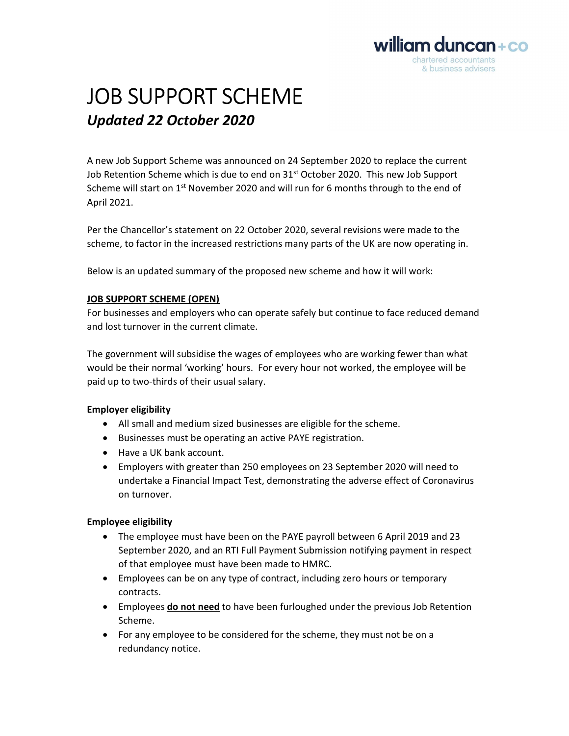# JOB SUPPORT SCHEME

***Updated 22 October 2020***

A new Job Support Scheme was announced on 24 September 2020 to replace the current Job Retention Scheme which is due to end on 31st October 2020. This new Job Support Scheme will start on 1st November 2020 and will run for 6 months through to the end of April 2021.

Per the Chancellor's statement on 22 October 2020, several revisions were made to the scheme, to factor in the increased restrictions many parts of the UK are now operating in.

Below is an updated summary of the proposed new scheme and how it will work:

## JOB SUPPORT SCHEME (OPEN)

For businesses and employers who can operate safely but continue to face reduced demand and lost turnover in the current climate.

The government will subsidise the wages of employees who are working fewer than what would be their normal 'working' hours. For every hour not worked, the employee will be paid up to two-thirds of their usual salary.

### Employer eligibility

- All small and medium sized businesses are eligible for the scheme.
- Businesses must be operating an active PAYE registration.
- Have a UK bank account.
- Employers with greater than 250 employees on 23 September 2020 will need to undertake a Financial Impact Test, demonstrating the adverse effect of Coronavirus on turnover.

### Employee eligibility

- The employee must have been on the PAYE payroll between 6 April 2019 and 23 September 2020, and an RTI Full Payment Submission notifying payment in respect of that employee must have been made to HMRC.
- Employees can be on any type of contract, including zero hours or temporary contracts.
- Employees **do not need** to have been furloughed under the previous Job Retention Scheme.
- For any employee to be considered for the scheme, they must not be on a redundancy notice.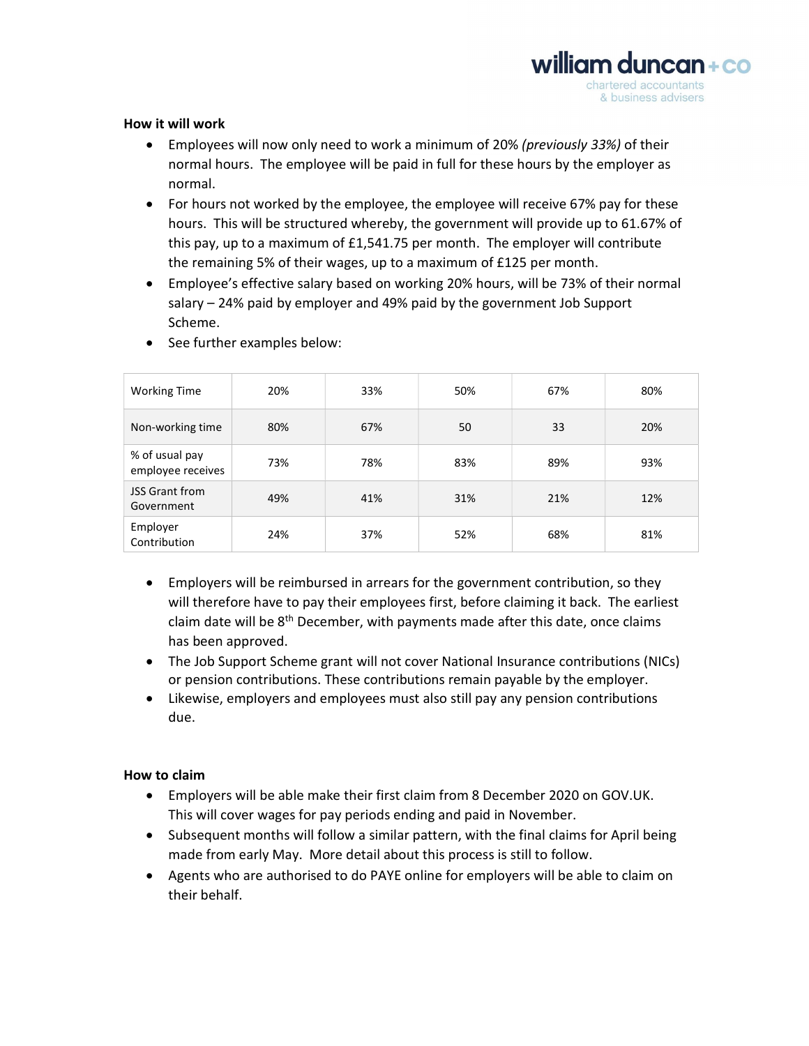**How it will work**

- Employees will now only need to work a minimum of 20% *(previously 33%)* of their normal hours. The employee will be paid in full for these hours by the employer as normal.
- For hours not worked by the employee, the employee will receive 67% pay for these hours. This will be structured whereby, the government will provide up to 61.67% of this pay, up to a maximum of £1,541.75 per month. The employer will contribute the remaining 5% of their wages, up to a maximum of £125 per month.
- Employee's effective salary based on working 20% hours, will be 73% of their normal salary – 24% paid by employer and 49% paid by the government Job Support Scheme.
- See further examples below:

| Working Time | 20% | 33% | 50% | 67% | 80% |
|---|---|---|---|---|---|
| Non-working time | 80% | 67% | 50 | 33 | 20% |
| % of usual pay employee receives | 73% | 78% | 83% | 89% | 93% |
| JSS Grant from Government | 49% | 41% | 31% | 21% | 12% |
| Employer Contribution | 24% | 37% | 52% | 68% | 81% |

- Employers will be reimbursed in arrears for the government contribution, so they will therefore have to pay their employees first, before claiming it back. The earliest claim date will be 8th December, with payments made after this date, once claims has been approved.
- The Job Support Scheme grant will not cover National Insurance contributions (NICs) or pension contributions. These contributions remain payable by the employer.
- Likewise, employers and employees must also still pay any pension contributions due.

**How to claim**

- Employers will be able make their first claim from 8 December 2020 on GOV.UK. This will cover wages for pay periods ending and paid in November.
- Subsequent months will follow a similar pattern, with the final claims for April being made from early May. More detail about this process is still to follow.
- Agents who are authorised to do PAYE online for employers will be able to claim on their behalf.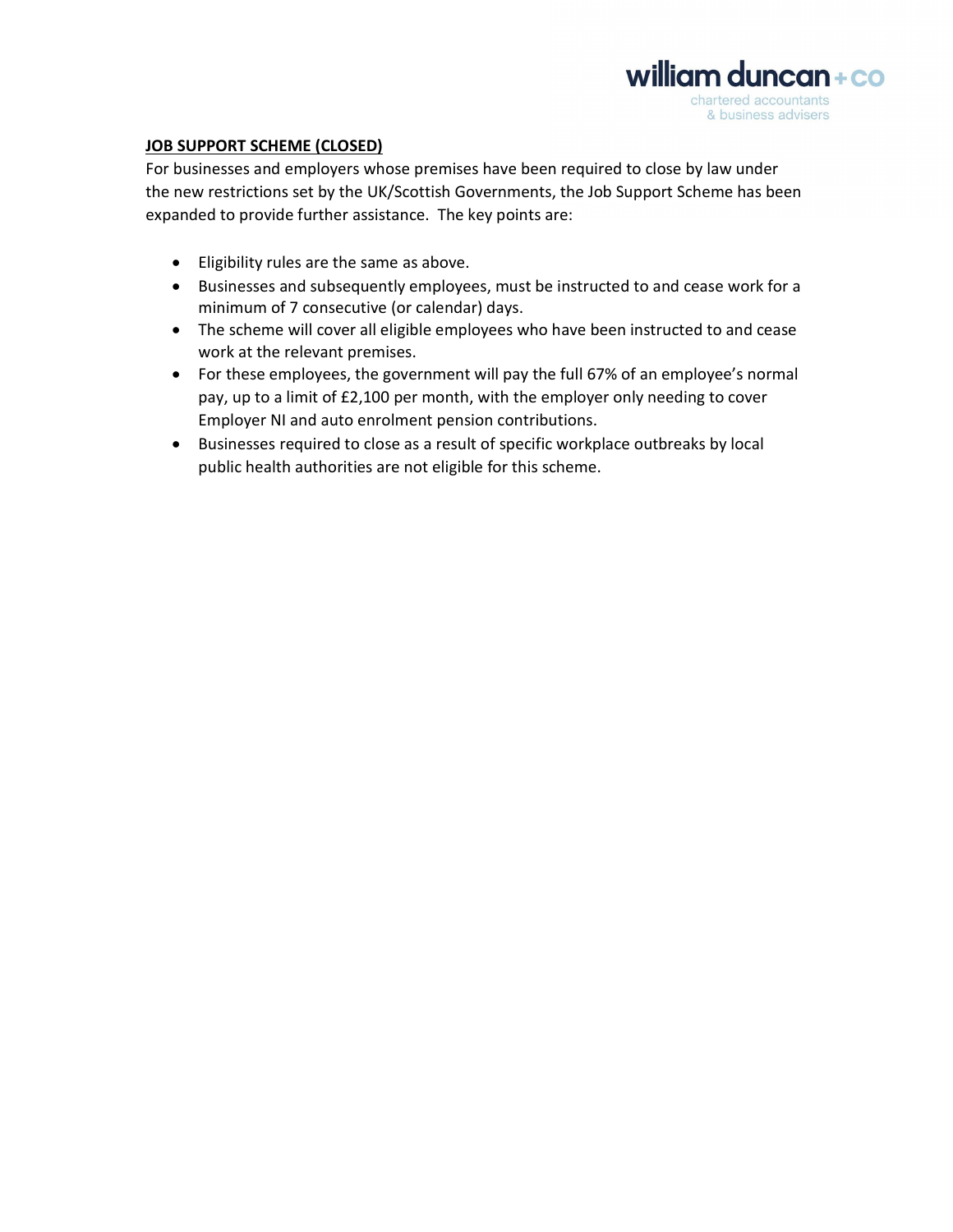**<u>JOB SUPPORT SCHEME (CLOSED)</u>**

For businesses and employers whose premises have been required to close by law under the new restrictions set by the UK/Scottish Governments, the Job Support Scheme has been expanded to provide further assistance. The key points are:

- Eligibility rules are the same as above.
- Businesses and subsequently employees, must be instructed to and cease work for a minimum of 7 consecutive (or calendar) days.
- The scheme will cover all eligible employees who have been instructed to and cease work at the relevant premises.
- For these employees, the government will pay the full 67% of an employee's normal pay, up to a limit of £2,100 per month, with the employer only needing to cover Employer NI and auto enrolment pension contributions.
- Businesses required to close as a result of specific workplace outbreaks by local public health authorities are not eligible for this scheme.